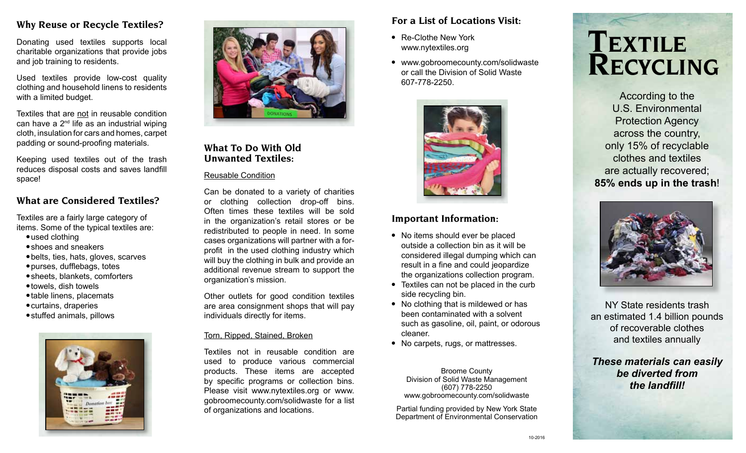# TEXTILE RECYCLING

According to the U.S. Environmental Protection Agency across the country, only 15% of recyclable clothes and textiles are actually recovered; **85% ends up in the trash**!

NY State residents trash an estimated 1.4 billion pounds of recoverable clothes and textiles annually

***These materials can easily be diverted from the landfill!***

## Why Reuse or Recycle Textiles?

Donating used textiles supports local charitable organizations that provide jobs and job training to residents.

Used textiles provide low-cost quality clothing and household linens to residents with a limited budget.

Textiles that are not in reusable condition can have a 2nd life as an industrial wiping cloth, insulation for cars and homes, carpet padding or sound-proofing materials.

Keeping used textiles out of the trash reduces disposal costs and saves landfill space!

## What are Considered Textiles?

Textiles are a fairly large category of items. Some of the typical textiles are:

- used clothing
- shoes and sneakers
- belts, ties, hats, gloves, scarves
- purses, dufflebags, totes
- sheets, blankets, comforters
- towels, dish towels
- table linens, placemats
- curtains, draperies
- stuffed animals, pillows

## What To Do With Old Unwanted Textiles:

Reusable Condition

Can be donated to a variety of charities or clothing collection drop-off bins. Often times these textiles will be sold in the organization's retail stores or be redistributed to people in need. In some cases organizations will partner with a for-profit in the used clothing industry which will buy the clothing in bulk and provide an additional revenue stream to support the organization's mission.

Other outlets for good condition textiles are area consignment shops that will pay individuals directly for items.

Torn, Ripped, Stained, Broken

Textiles not in reusable condition are used to produce various commercial products. These items are accepted by specific programs or collection bins. Please visit www.nytextiles.org or www.gobroomecounty.com/solidwaste for a list of organizations and locations.

## For a List of Locations Visit:

- Re-Clothe New York www.nytextiles.org
- www.gobroomecounty.com/solidwaste or call the Division of Solid Waste 607-778-2250.

## Important Information:

- No items should ever be placed outside a collection bin as it will be considered illegal dumping which can result in a fine and could jeopardize the organizations collection program.
- Textiles can not be placed in the curb side recycling bin.
- No clothing that is mildewed or has been contaminated with a solvent such as gasoline, oil, paint, or odorous cleaner.
- No carpets, rugs, or mattresses.

Broome County
Division of Solid Waste Management
(607) 778-2250
www.gobroomecounty.com/solidwaste

Partial funding provided by New York State Department of Environmental Conservation

10-2016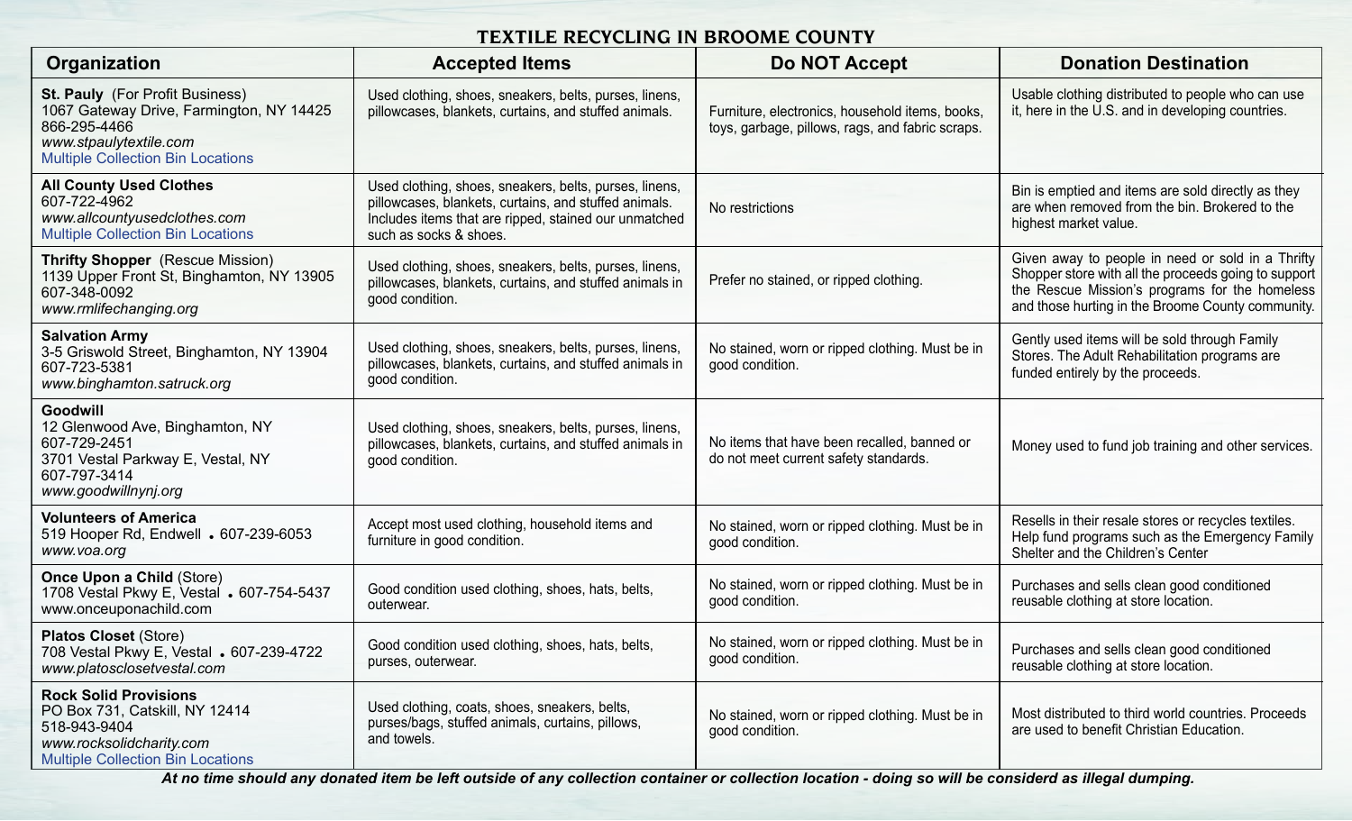## TEXTILE RECYCLING IN BROOME COUNTY

| Organization | Accepted Items | Do NOT Accept | Donation Destination |
|---|---|---|---|
| **St. Pauly** (For Profit Business)<br>1067 Gateway Drive, Farmington, NY 14425<br>866-295-4466<br>*www.stpaulytextile.com*<br>Multiple Collection Bin Locations | Used clothing, shoes, sneakers, belts, purses, linens, pillowcases, blankets, curtains, and stuffed animals. | Furniture, electronics, household items, books, toys, garbage, pillows, rags, and fabric scraps. | Usable clothing distributed to people who can use it, here in the U.S. and in developing countries. |
| **All County Used Clothes**<br>607-722-4962<br>*www.allcountyusedclothes.com*<br>Multiple Collection Bin Locations | Used clothing, shoes, sneakers, belts, purses, linens, pillowcases, blankets, curtains, and stuffed animals. Includes items that are ripped, stained our unmatched such as socks & shoes. | No restrictions | Bin is emptied and items are sold directly as they are when removed from the bin. Brokered to the highest market value. |
| **Thrifty Shopper** (Rescue Mission)<br>1139 Upper Front St, Binghamton, NY 13905<br>607-348-0092<br>*www.rmlifechanging.org* | Used clothing, shoes, sneakers, belts, purses, linens, pillowcases, blankets, curtains, and stuffed animals in good condition. | Prefer no stained, or ripped clothing. | Given away to people in need or sold in a Thrifty Shopper store with all the proceeds going to support the Rescue Mission's programs for the homeless and those hurting in the Broome County community. |
| **Salvation Army**<br>3-5 Griswold Street, Binghamton, NY 13904<br>607-723-5381<br>*www.binghamton.satruck.org* | Used clothing, shoes, sneakers, belts, purses, linens, pillowcases, blankets, curtains, and stuffed animals in good condition. | No stained, worn or ripped clothing. Must be in good condition. | Gently used items will be sold through Family Stores. The Adult Rehabilitation programs are funded entirely by the proceeds. |
| **Goodwill**<br>12 Glenwood Ave, Binghamton, NY<br>607-729-2451<br>3701 Vestal Parkway E, Vestal, NY<br>607-797-3414<br>*www.goodwillnynj.org* | Used clothing, shoes, sneakers, belts, purses, linens, pillowcases, blankets, curtains, and stuffed animals in good condition. | No items that have been recalled, banned or do not meet current safety standards. | Money used to fund job training and other services. |
| **Volunteers of America**<br>519 Hooper Rd, Endwell • 607-239-6053<br>*www.voa.org* | Accept most used clothing, household items and furniture in good condition. | No stained, worn or ripped clothing. Must be in good condition. | Resells in their resale stores or recycles textiles. Help fund programs such as the Emergency Family Shelter and the Children's Center |
| **Once Upon a Child** (Store)<br>1708 Vestal Pkwy E, Vestal • 607-754-5437<br>www.onceuponachild.com | Good condition used clothing, shoes, hats, belts, outerwear. | No stained, worn or ripped clothing. Must be in good condition. | Purchases and sells clean good conditioned reusable clothing at store location. |
| **Platos Closet** (Store)<br>708 Vestal Pkwy E, Vestal • 607-239-4722<br>*www.platosclosetvestal.com* | Good condition used clothing, shoes, hats, belts, purses, outerwear. | No stained, worn or ripped clothing. Must be in good condition. | Purchases and sells clean good conditioned reusable clothing at store location. |
| **Rock Solid Provisions**<br>PO Box 731, Catskill, NY 12414<br>518-943-9404<br>*www.rocksolidcharity.com*<br>Multiple Collection Bin Locations | Used clothing, coats, shoes, sneakers, belts, purses/bags, stuffed animals, curtains, pillows, and towels. | No stained, worn or ripped clothing. Must be in good condition. | Most distributed to third world countries. Proceeds are used to benefit Christian Education. |

***At no time should any donated item be left outside of any collection container or collection location - doing so will be considered as illegal dumping.***